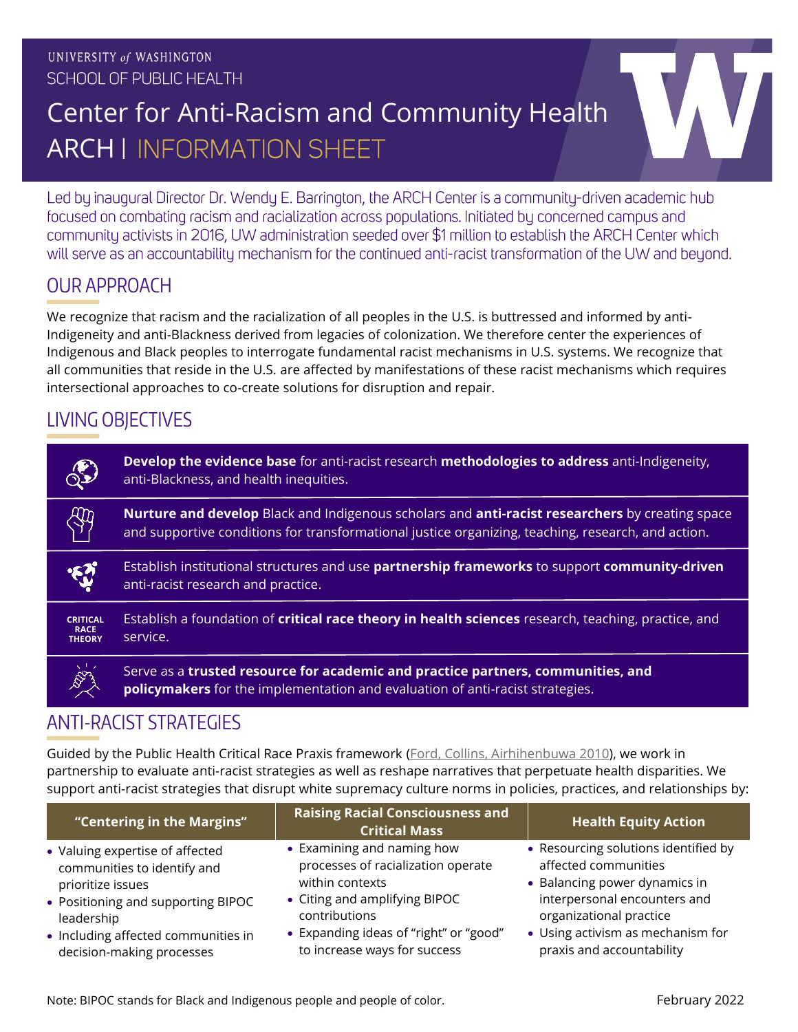UNIVERSITY *of* WASHINGTON
SCHOOL OF PUBLIC HEALTH

# Center for Anti-Racism and Community Health ARCH | INFORMATION SHEET

Led by inaugural Director Dr. Wendy E. Barrington, the ARCH Center is a community-driven academic hub focused on combating racism and racialization across populations. Initiated by concerned campus and community activists in 2016, UW administration seeded over $1 million to establish the ARCH Center which will serve as an accountability mechanism for the continued anti-racist transformation of the UW and beyond.

## OUR APPROACH

We recognize that racism and the racialization of all peoples in the U.S. is buttressed and informed by anti-Indigeneity and anti-Blackness derived from legacies of colonization. We therefore center the experiences of Indigenous and Black peoples to interrogate fundamental racist mechanisms in U.S. systems. We recognize that all communities that reside in the U.S. are affected by manifestations of these racist mechanisms which requires intersectional approaches to co-create solutions for disruption and repair.

## LIVING OBJECTIVES

- **Develop the evidence base** for anti-racist research **methodologies to address** anti-Indigeneity, anti-Blackness, and health inequities.
- **Nurture and develop** Black and Indigenous scholars and **anti-racist researchers** by creating space and supportive conditions for transformational justice organizing, teaching, research, and action.
- Establish institutional structures and use **partnership frameworks** to support **community-driven** anti-racist research and practice.
- CRITICAL RACE THEORY: Establish a foundation of **critical race theory in health sciences** research, teaching, practice, and service.
- Serve as a **trusted resource for academic and practice partners, communities, and policymakers** for the implementation and evaluation of anti-racist strategies.

## ANTI-RACIST STRATEGIES

Guided by the Public Health Critical Race Praxis framework (Ford, Collins, Airhihenbuwa 2010), we work in partnership to evaluate anti-racist strategies as well as reshape narratives that perpetuate health disparities. We support anti-racist strategies that disrupt white supremacy culture norms in policies, practices, and relationships by:

| "Centering in the Margins" | Raising Racial Consciousness and Critical Mass | Health Equity Action |
|---|---|---|
| • Valuing expertise of affected communities to identify and prioritize issues<br>• Positioning and supporting BIPOC leadership<br>• Including affected communities in decision-making processes | • Examining and naming how processes of racialization operate within contexts<br>• Citing and amplifying BIPOC contributions<br>• Expanding ideas of "right" or "good" to increase ways for success | • Resourcing solutions identified by affected communities<br>• Balancing power dynamics in interpersonal encounters and organizational practice<br>• Using activism as mechanism for praxis and accountability |

Note: BIPOC stands for Black and Indigenous people and people of color.

February 2022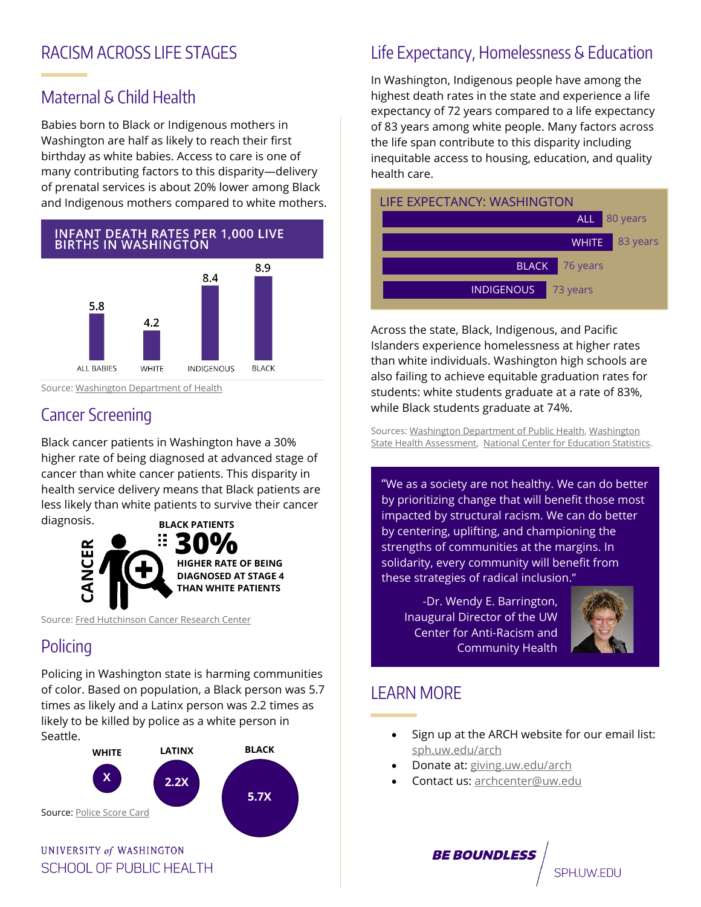# RACISM ACROSS LIFE STAGES

## Maternal & Child Health

Babies born to Black or Indigenous mothers in Washington are half as likely to reach their first birthday as white babies. Access to care is one of many contributing factors to this disparity—delivery of prenatal services is about 20% lower among Black and Indigenous mothers compared to white mothers.

INFANT DEATH RATES PER 1,000 LIVE BIRTHS IN WASHINGTON

5.8
ALL BABIES

4.2
WHITE

8.4
INDIGENOUS

8.9
BLACK

Source: Washington Department of Health

## Cancer Screening

Black cancer patients in Washington have a 30% higher rate of being diagnosed at advanced stage of cancer than white cancer patients. This disparity in health service delivery means that Black patients are less likely than white patients to survive their cancer diagnosis.

CANCER

BLACK PATIENTS
**30%**
HIGHER RATE OF BEING DIAGNOSED AT STAGE 4 THAN WHITE PATIENTS

Source: Fred Hutchinson Cancer Research Center

## Policing

Policing in Washington state is harming communities of color. Based on population, a Black person was 5.7 times as likely and a Latinx person was 2.2 times as likely to be killed by police as a white person in Seattle.

WHITE
X

LATINX
2.2X

BLACK
5.7X

Source: Police Score Card

## Life Expectancy, Homelessness & Education

In Washington, Indigenous people have among the highest death rates in the state and experience a life expectancy of 72 years compared to a life expectancy of 83 years among white people. Many factors across the life span contribute to this disparity including inequitable access to housing, education, and quality health care.

LIFE EXPECTANCY: WASHINGTON

ALL 80 years

WHITE 83 years

BLACK 76 years

INDIGENOUS 73 years

Across the state, Black, Indigenous, and Pacific Islanders experience homelessness at higher rates than white individuals. Washington high schools are also failing to achieve equitable graduation rates for students: white students graduate at a rate of 83%, while Black students graduate at 74%.

Sources: Washington Department of Public Health, Washington State Health Assessment, National Center for Education Statistics.

"We as a society are not healthy. We can do better by prioritizing change that will benefit those most impacted by structural racism. We can do better by centering, uplifting, and championing the strengths of communities at the margins. In solidarity, every community will benefit from these strategies of radical inclusion."

-Dr. Wendy E. Barrington, Inaugural Director of the UW Center for Anti-Racism and Community Health

## LEARN MORE

- Sign up at the ARCH website for our email list: sph.uw.edu/arch
- Donate at: giving.uw.edu/arch
- Contact us: archcenter@uw.edu

UNIVERSITY *of* WASHINGTON
SCHOOL OF PUBLIC HEALTH

**BE BOUNDLESS** | SPH.UW.EDU